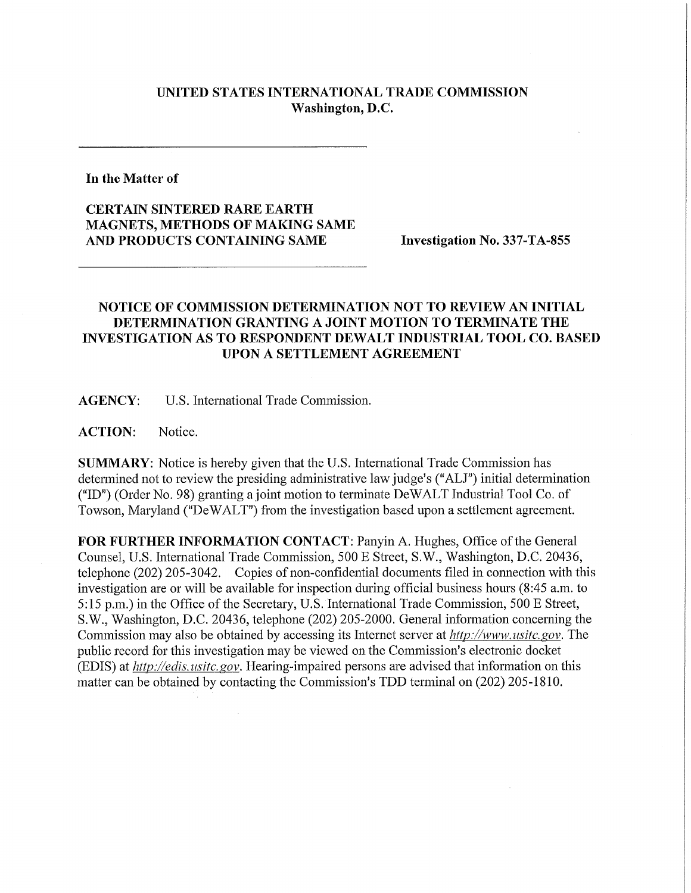**UNITED STATES INTERNATIONAL TRADE COMMISSION**
**Washington, D.C.**

---

**In the Matter of**

**CERTAIN SINTERED RARE EARTH MAGNETS, METHODS OF MAKING SAME AND PRODUCTS CONTAINING SAME**

**Investigation No. 337-TA-855**

---

## NOTICE OF COMMISSION DETERMINATION NOT TO REVIEW AN INITIAL DETERMINATION GRANTING A JOINT MOTION TO TERMINATE THE INVESTIGATION AS TO RESPONDENT DEWALT INDUSTRIAL TOOL CO. BASED UPON A SETTLEMENT AGREEMENT

**AGENCY**: U.S. International Trade Commission.

**ACTION**: Notice.

**SUMMARY**: Notice is hereby given that the U.S. International Trade Commission has determined not to review the presiding administrative law judge's ("ALJ") initial determination ("ID") (Order No. 98) granting a joint motion to terminate DeWALT Industrial Tool Co. of Towson, Maryland ("DeWALT") from the investigation based upon a settlement agreement.

**FOR FURTHER INFORMATION CONTACT**: Panyin A. Hughes, Office of the General Counsel, U.S. International Trade Commission, 500 E Street, S.W., Washington, D.C. 20436, telephone (202) 205-3042. Copies of non-confidential documents filed in connection with this investigation are or will be available for inspection during official business hours (8:45 a.m. to 5:15 p.m.) in the Office of the Secretary, U.S. International Trade Commission, 500 E Street, S.W., Washington, D.C. 20436, telephone (202) 205-2000. General information concerning the Commission may also be obtained by accessing its Internet server at *http://www.usitc.gov*. The public record for this investigation may be viewed on the Commission's electronic docket (EDIS) at *http://edis.usitc.gov*. Hearing-impaired persons are advised that information on this matter can be obtained by contacting the Commission's TDD terminal on (202) 205-1810.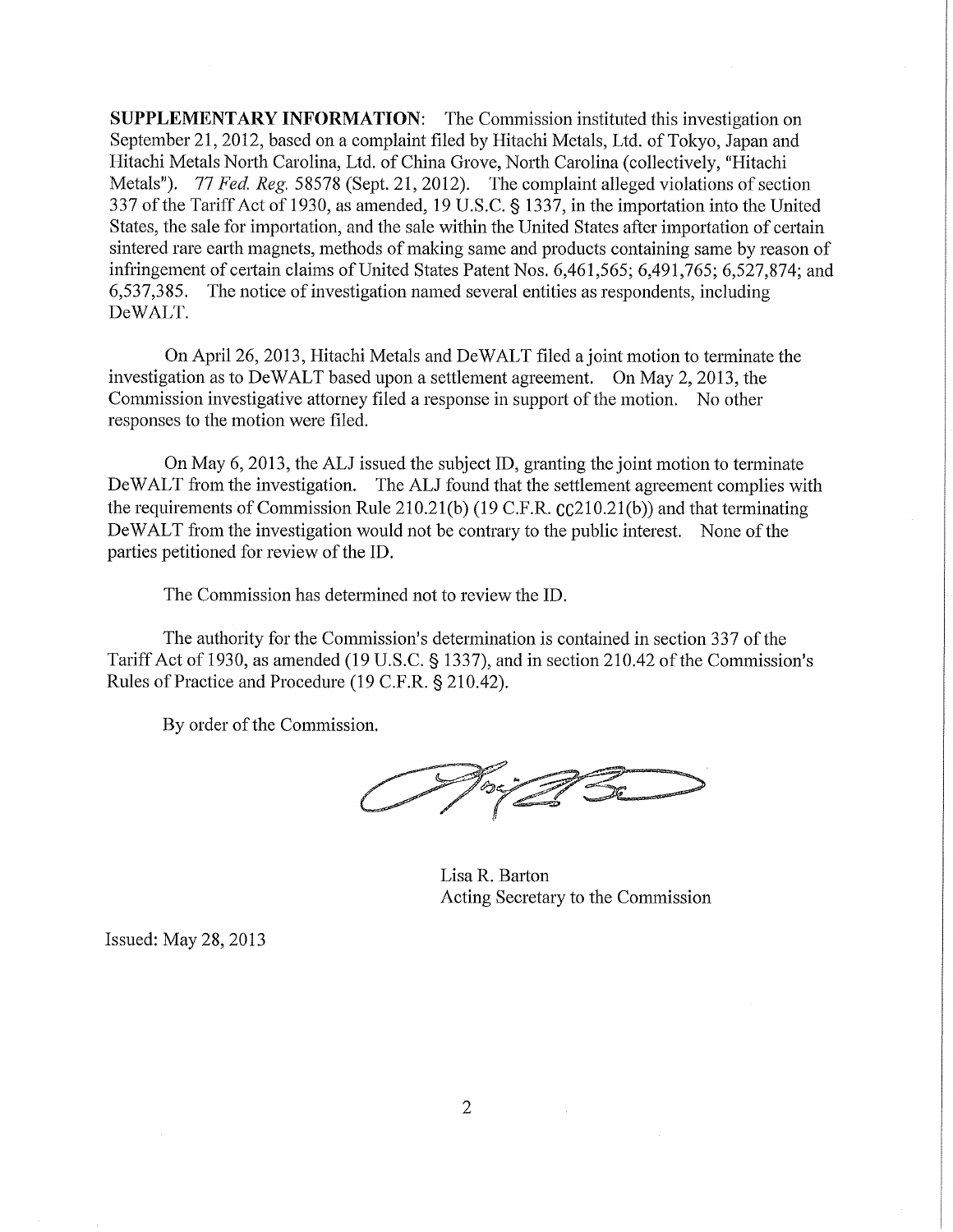**SUPPLEMENTARY INFORMATION**: The Commission instituted this investigation on September 21, 2012, based on a complaint filed by Hitachi Metals, Ltd. of Tokyo, Japan and Hitachi Metals North Carolina, Ltd. of China Grove, North Carolina (collectively, "Hitachi Metals"). 77 *Fed. Reg.* 58578 (Sept. 21, 2012). The complaint alleged violations of section 337 of the Tariff Act of 1930, as amended, 19 U.S.C. § 1337, in the importation into the United States, the sale for importation, and the sale within the United States after importation of certain sintered rare earth magnets, methods of making same and products containing same by reason of infringement of certain claims of United States Patent Nos. 6,461,565; 6,491,765; 6,527,874; and 6,537,385. The notice of investigation named several entities as respondents, including DeWALT.

On April 26, 2013, Hitachi Metals and DeWALT filed a joint motion to terminate the investigation as to DeWALT based upon a settlement agreement. On May 2, 2013, the Commission investigative attorney filed a response in support of the motion. No other responses to the motion were filed.

On May 6, 2013, the ALJ issued the subject ID, granting the joint motion to terminate DeWALT from the investigation. The ALJ found that the settlement agreement complies with the requirements of Commission Rule 210.21(b) (19 C.F.R. cc210.21(b)) and that terminating DeWALT from the investigation would not be contrary to the public interest. None of the parties petitioned for review of the ID.

The Commission has determined not to review the ID.

The authority for the Commission's determination is contained in section 337 of the Tariff Act of 1930, as amended (19 U.S.C. § 1337), and in section 210.42 of the Commission's Rules of Practice and Procedure (19 C.F.R. § 210.42).

By order of the Commission.

Lisa R. Barton
Acting Secretary to the Commission

Issued: May 28, 2013